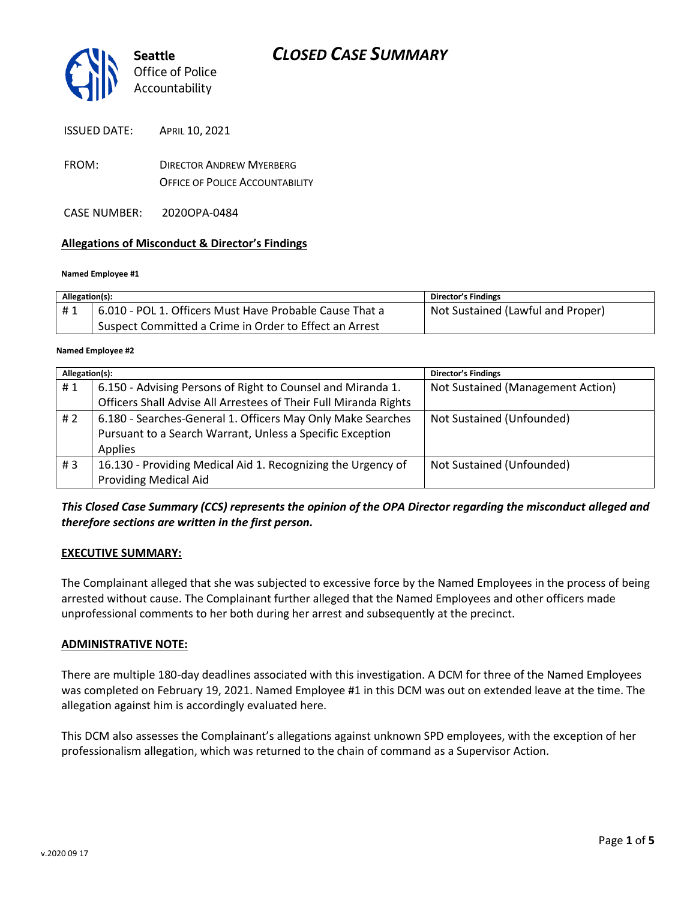# CLOSED CASE SUMMARY

Seattle Office of Police Accountability

ISSUED DATE: APRIL 10, 2021

FROM: DIRECTOR ANDREW MYERBERG, OFFICE OF POLICE ACCOUNTABILITY

CASE NUMBER: 2020OPA-0484

## Allegations of Misconduct & Director's Findings

**Named Employee #1**

| Allegation(s): | | Director's Findings |
|---|---|---|
| # 1 | 6.010 - POL 1. Officers Must Have Probable Cause That a Suspect Committed a Crime in Order to Effect an Arrest | Not Sustained (Lawful and Proper) |

**Named Employee #2**

| Allegation(s): | | Director's Findings |
|---|---|---|
| # 1 | 6.150 - Advising Persons of Right to Counsel and Miranda 1. Officers Shall Advise All Arrestees of Their Full Miranda Rights | Not Sustained (Management Action) |
| # 2 | 6.180 - Searches-General 1. Officers May Only Make Searches Pursuant to a Search Warrant, Unless a Specific Exception Applies | Not Sustained (Unfounded) |
| # 3 | 16.130 - Providing Medical Aid 1. Recognizing the Urgency of Providing Medical Aid | Not Sustained (Unfounded) |

***This Closed Case Summary (CCS) represents the opinion of the OPA Director regarding the misconduct alleged and therefore sections are written in the first person.***

**EXECUTIVE SUMMARY:**

The Complainant alleged that she was subjected to excessive force by the Named Employees in the process of being arrested without cause. The Complainant further alleged that the Named Employees and other officers made unprofessional comments to her both during her arrest and subsequently at the precinct.

**ADMINISTRATIVE NOTE:**

There are multiple 180-day deadlines associated with this investigation. A DCM for three of the Named Employees was completed on February 19, 2021. Named Employee #1 in this DCM was out on extended leave at the time. The allegation against him is accordingly evaluated here.

This DCM also assesses the Complainant's allegations against unknown SPD employees, with the exception of her professionalism allegation, which was returned to the chain of command as a Supervisor Action.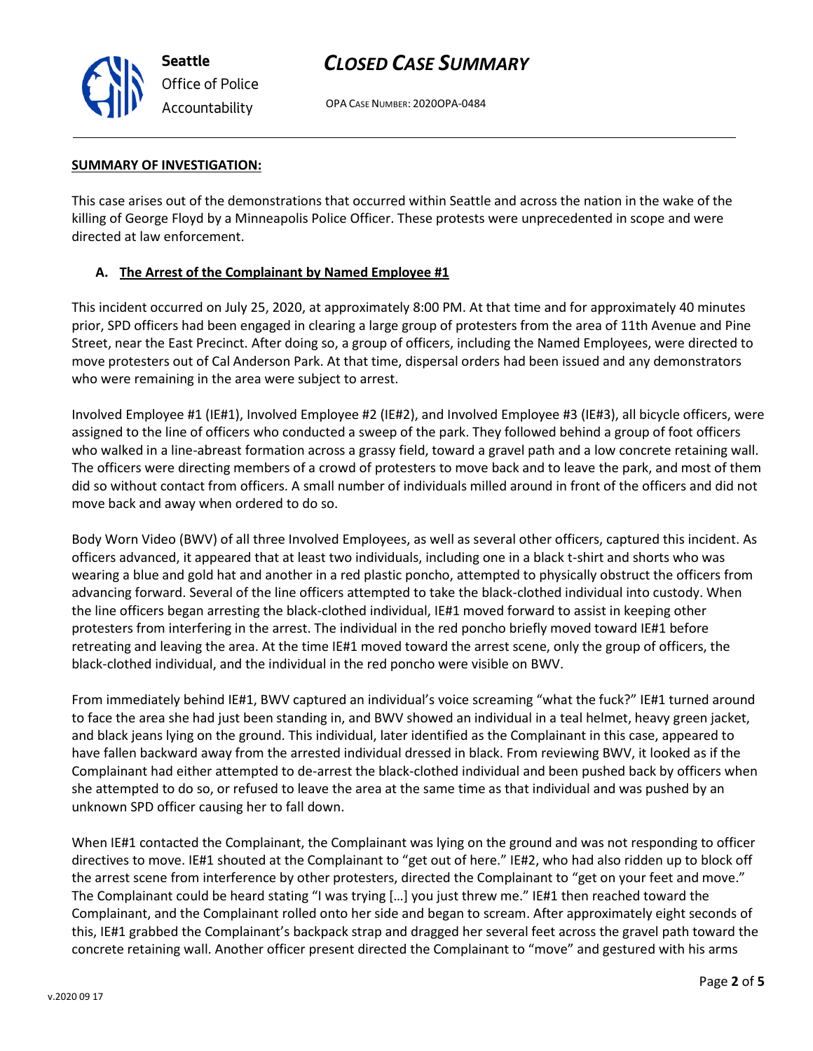## SUMMARY OF INVESTIGATION:

This case arises out of the demonstrations that occurred within Seattle and across the nation in the wake of the killing of George Floyd by a Minneapolis Police Officer. These protests were unprecedented in scope and were directed at law enforcement.

### A. The Arrest of the Complainant by Named Employee #1

This incident occurred on July 25, 2020, at approximately 8:00 PM. At that time and for approximately 40 minutes prior, SPD officers had been engaged in clearing a large group of protesters from the area of 11th Avenue and Pine Street, near the East Precinct. After doing so, a group of officers, including the Named Employees, were directed to move protesters out of Cal Anderson Park. At that time, dispersal orders had been issued and any demonstrators who were remaining in the area were subject to arrest.

Involved Employee #1 (IE#1), Involved Employee #2 (IE#2), and Involved Employee #3 (IE#3), all bicycle officers, were assigned to the line of officers who conducted a sweep of the park. They followed behind a group of foot officers who walked in a line-abreast formation across a grassy field, toward a gravel path and a low concrete retaining wall. The officers were directing members of a crowd of protesters to move back and to leave the park, and most of them did so without contact from officers. A small number of individuals milled around in front of the officers and did not move back and away when ordered to do so.

Body Worn Video (BWV) of all three Involved Employees, as well as several other officers, captured this incident. As officers advanced, it appeared that at least two individuals, including one in a black t-shirt and shorts who was wearing a blue and gold hat and another in a red plastic poncho, attempted to physically obstruct the officers from advancing forward. Several of the line officers attempted to take the black-clothed individual into custody. When the line officers began arresting the black-clothed individual, IE#1 moved forward to assist in keeping other protesters from interfering in the arrest. The individual in the red poncho briefly moved toward IE#1 before retreating and leaving the area. At the time IE#1 moved toward the arrest scene, only the group of officers, the black-clothed individual, and the individual in the red poncho were visible on BWV.

From immediately behind IE#1, BWV captured an individual's voice screaming "what the fuck?" IE#1 turned around to face the area she had just been standing in, and BWV showed an individual in a teal helmet, heavy green jacket, and black jeans lying on the ground. This individual, later identified as the Complainant in this case, appeared to have fallen backward away from the arrested individual dressed in black. From reviewing BWV, it looked as if the Complainant had either attempted to de-arrest the black-clothed individual and been pushed back by officers when she attempted to do so, or refused to leave the area at the same time as that individual and was pushed by an unknown SPD officer causing her to fall down.

When IE#1 contacted the Complainant, the Complainant was lying on the ground and was not responding to officer directives to move. IE#1 shouted at the Complainant to "get out of here." IE#2, who had also ridden up to block off the arrest scene from interference by other protesters, directed the Complainant to "get on your feet and move." The Complainant could be heard stating "I was trying […] you just threw me." IE#1 then reached toward the Complainant, and the Complainant rolled onto her side and began to scream. After approximately eight seconds of this, IE#1 grabbed the Complainant's backpack strap and dragged her several feet across the gravel path toward the concrete retaining wall. Another officer present directed the Complainant to "move" and gestured with his arms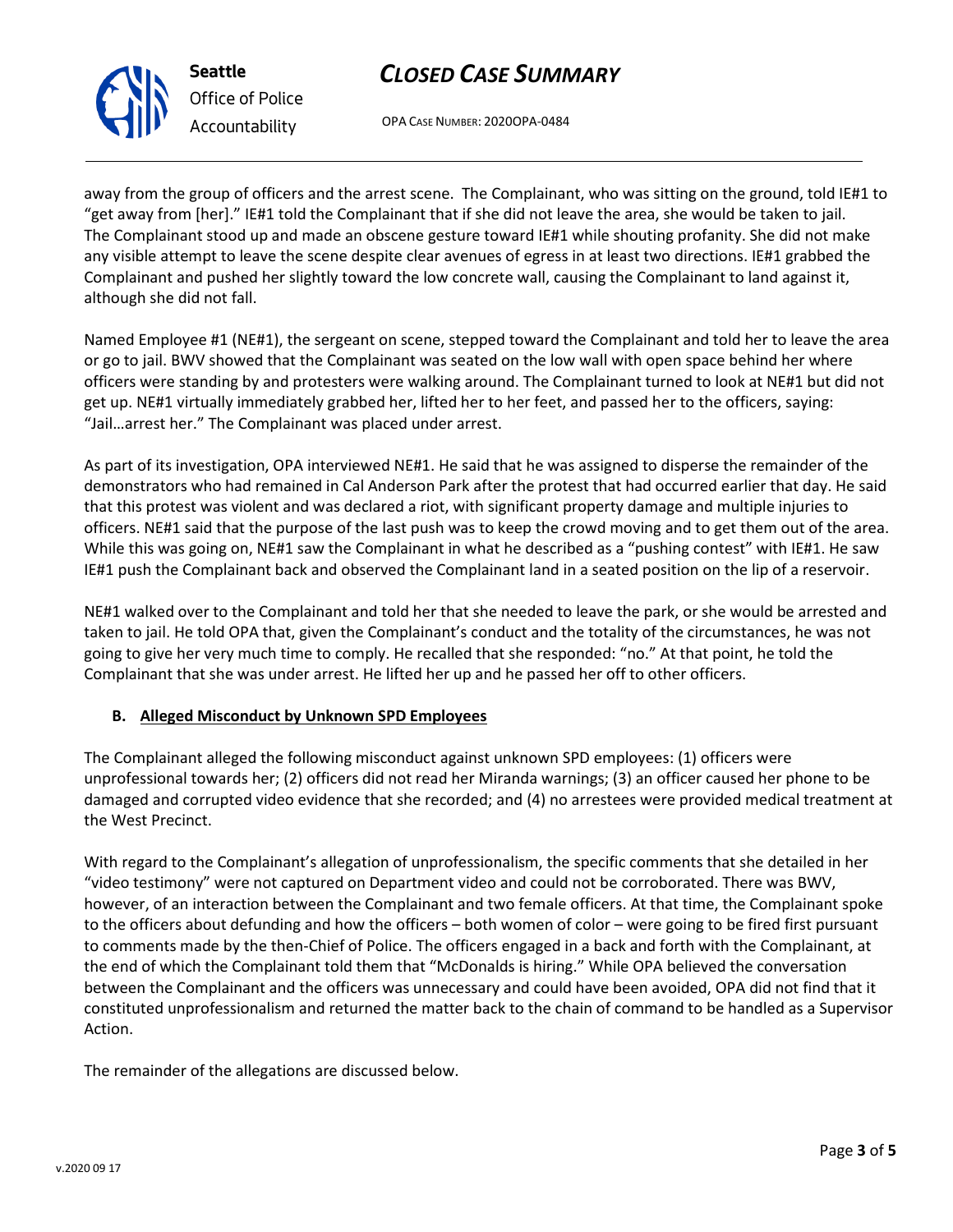away from the group of officers and the arrest scene. The Complainant, who was sitting on the ground, told IE#1 to "get away from [her]." IE#1 told the Complainant that if she did not leave the area, she would be taken to jail. The Complainant stood up and made an obscene gesture toward IE#1 while shouting profanity. She did not make any visible attempt to leave the scene despite clear avenues of egress in at least two directions. IE#1 grabbed the Complainant and pushed her slightly toward the low concrete wall, causing the Complainant to land against it, although she did not fall.

Named Employee #1 (NE#1), the sergeant on scene, stepped toward the Complainant and told her to leave the area or go to jail. BWV showed that the Complainant was seated on the low wall with open space behind her where officers were standing by and protesters were walking around. The Complainant turned to look at NE#1 but did not get up. NE#1 virtually immediately grabbed her, lifted her to her feet, and passed her to the officers, saying: "Jail…arrest her." The Complainant was placed under arrest.

As part of its investigation, OPA interviewed NE#1. He said that he was assigned to disperse the remainder of the demonstrators who had remained in Cal Anderson Park after the protest that had occurred earlier that day. He said that this protest was violent and was declared a riot, with significant property damage and multiple injuries to officers. NE#1 said that the purpose of the last push was to keep the crowd moving and to get them out of the area. While this was going on, NE#1 saw the Complainant in what he described as a "pushing contest" with IE#1. He saw IE#1 push the Complainant back and observed the Complainant land in a seated position on the lip of a reservoir.

NE#1 walked over to the Complainant and told her that she needed to leave the park, or she would be arrested and taken to jail. He told OPA that, given the Complainant's conduct and the totality of the circumstances, he was not going to give her very much time to comply. He recalled that she responded: "no." At that point, he told the Complainant that she was under arrest. He lifted her up and he passed her off to other officers.

### B. Alleged Misconduct by Unknown SPD Employees

The Complainant alleged the following misconduct against unknown SPD employees: (1) officers were unprofessional towards her; (2) officers did not read her Miranda warnings; (3) an officer caused her phone to be damaged and corrupted video evidence that she recorded; and (4) no arrestees were provided medical treatment at the West Precinct.

With regard to the Complainant's allegation of unprofessionalism, the specific comments that she detailed in her "video testimony" were not captured on Department video and could not be corroborated. There was BWV, however, of an interaction between the Complainant and two female officers. At that time, the Complainant spoke to the officers about defunding and how the officers – both women of color – were going to be fired first pursuant to comments made by the then-Chief of Police. The officers engaged in a back and forth with the Complainant, at the end of which the Complainant told them that "McDonalds is hiring." While OPA believed the conversation between the Complainant and the officers was unnecessary and could have been avoided, OPA did not find that it constituted unprofessionalism and returned the matter back to the chain of command to be handled as a Supervisor Action.

The remainder of the allegations are discussed below.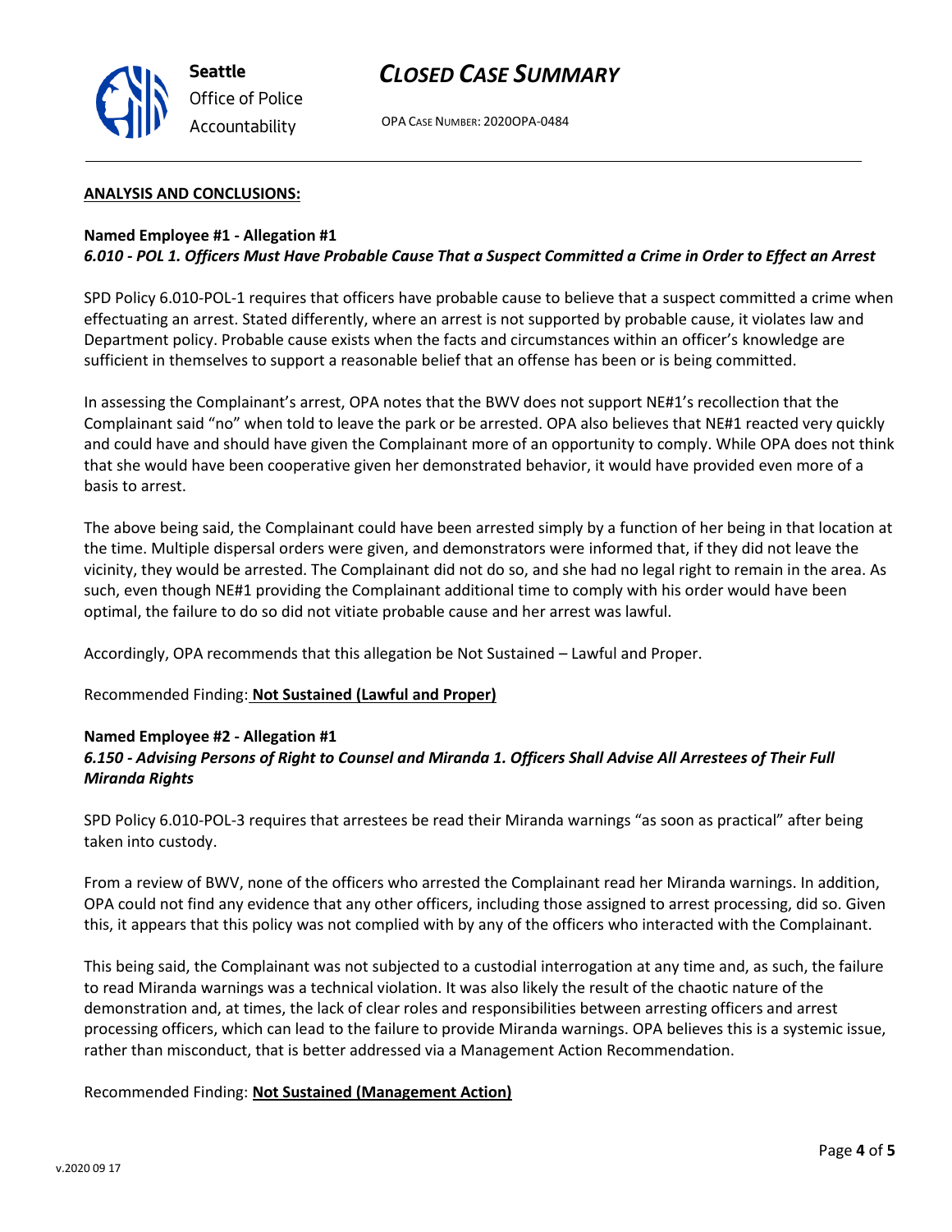**ANALYSIS AND CONCLUSIONS:**

**Named Employee #1 - Allegation #1**
***6.010 - POL 1. Officers Must Have Probable Cause That a Suspect Committed a Crime in Order to Effect an Arrest***

SPD Policy 6.010-POL-1 requires that officers have probable cause to believe that a suspect committed a crime when effectuating an arrest. Stated differently, where an arrest is not supported by probable cause, it violates law and Department policy. Probable cause exists when the facts and circumstances within an officer's knowledge are sufficient in themselves to support a reasonable belief that an offense has been or is being committed.

In assessing the Complainant's arrest, OPA notes that the BWV does not support NE#1's recollection that the Complainant said "no" when told to leave the park or be arrested. OPA also believes that NE#1 reacted very quickly and could have and should have given the Complainant more of an opportunity to comply. While OPA does not think that she would have been cooperative given her demonstrated behavior, it would have provided even more of a basis to arrest.

The above being said, the Complainant could have been arrested simply by a function of her being in that location at the time. Multiple dispersal orders were given, and demonstrators were informed that, if they did not leave the vicinity, they would be arrested. The Complainant did not do so, and she had no legal right to remain in the area. As such, even though NE#1 providing the Complainant additional time to comply with his order would have been optimal, the failure to do so did not vitiate probable cause and her arrest was lawful.

Accordingly, OPA recommends that this allegation be Not Sustained – Lawful and Proper.

Recommended Finding: **Not Sustained (Lawful and Proper)**

**Named Employee #2 - Allegation #1**
***6.150 - Advising Persons of Right to Counsel and Miranda 1. Officers Shall Advise All Arrestees of Their Full Miranda Rights***

SPD Policy 6.010-POL-3 requires that arrestees be read their Miranda warnings "as soon as practical" after being taken into custody.

From a review of BWV, none of the officers who arrested the Complainant read her Miranda warnings. In addition, OPA could not find any evidence that any other officers, including those assigned to arrest processing, did so. Given this, it appears that this policy was not complied with by any of the officers who interacted with the Complainant.

This being said, the Complainant was not subjected to a custodial interrogation at any time and, as such, the failure to read Miranda warnings was a technical violation. It was also likely the result of the chaotic nature of the demonstration and, at times, the lack of clear roles and responsibilities between arresting officers and arrest processing officers, which can lead to the failure to provide Miranda warnings. OPA believes this is a systemic issue, rather than misconduct, that is better addressed via a Management Action Recommendation.

Recommended Finding: **Not Sustained (Management Action)**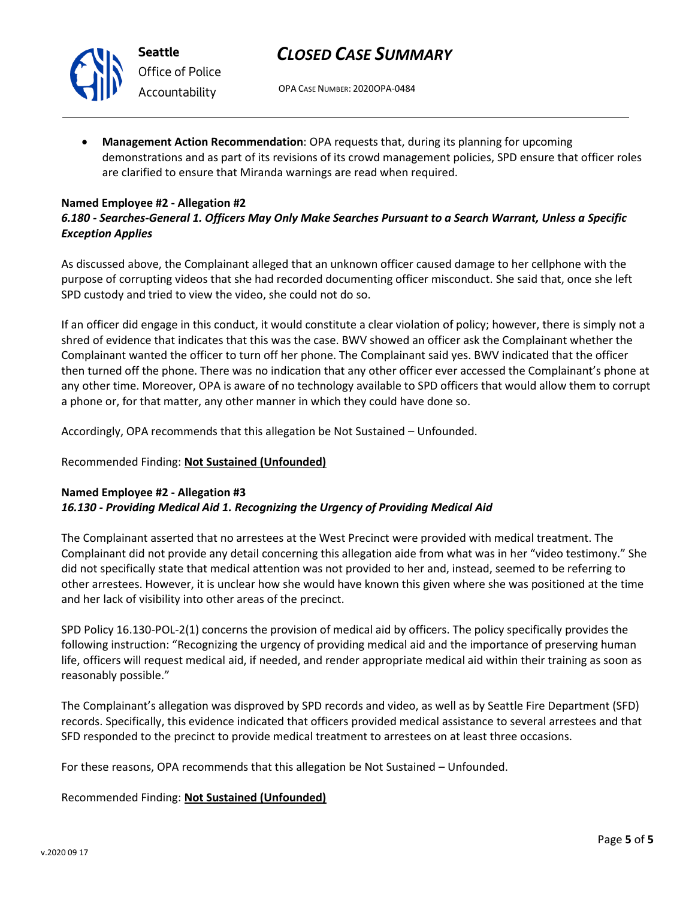- **Management Action Recommendation**: OPA requests that, during its planning for upcoming demonstrations and as part of its revisions of its crowd management policies, SPD ensure that officer roles are clarified to ensure that Miranda warnings are read when required.

**Named Employee #2 - Allegation #2**
***6.180 - Searches-General 1. Officers May Only Make Searches Pursuant to a Search Warrant, Unless a Specific Exception Applies***

As discussed above, the Complainant alleged that an unknown officer caused damage to her cellphone with the purpose of corrupting videos that she had recorded documenting officer misconduct. She said that, once she left SPD custody and tried to view the video, she could not do so.

If an officer did engage in this conduct, it would constitute a clear violation of policy; however, there is simply not a shred of evidence that indicates that this was the case. BWV showed an officer ask the Complainant whether the Complainant wanted the officer to turn off her phone. The Complainant said yes. BWV indicated that the officer then turned off the phone. There was no indication that any other officer ever accessed the Complainant's phone at any other time. Moreover, OPA is aware of no technology available to SPD officers that would allow them to corrupt a phone or, for that matter, any other manner in which they could have done so.

Accordingly, OPA recommends that this allegation be Not Sustained – Unfounded.

Recommended Finding: **Not Sustained (Unfounded)**

**Named Employee #2 - Allegation #3**
***16.130 - Providing Medical Aid 1. Recognizing the Urgency of Providing Medical Aid***

The Complainant asserted that no arrestees at the West Precinct were provided with medical treatment. The Complainant did not provide any detail concerning this allegation aide from what was in her "video testimony." She did not specifically state that medical attention was not provided to her and, instead, seemed to be referring to other arrestees. However, it is unclear how she would have known this given where she was positioned at the time and her lack of visibility into other areas of the precinct.

SPD Policy 16.130-POL-2(1) concerns the provision of medical aid by officers. The policy specifically provides the following instruction: "Recognizing the urgency of providing medical aid and the importance of preserving human life, officers will request medical aid, if needed, and render appropriate medical aid within their training as soon as reasonably possible."

The Complainant's allegation was disproved by SPD records and video, as well as by Seattle Fire Department (SFD) records. Specifically, this evidence indicated that officers provided medical assistance to several arrestees and that SFD responded to the precinct to provide medical treatment to arrestees on at least three occasions.

For these reasons, OPA recommends that this allegation be Not Sustained – Unfounded.

Recommended Finding: **Not Sustained (Unfounded)**